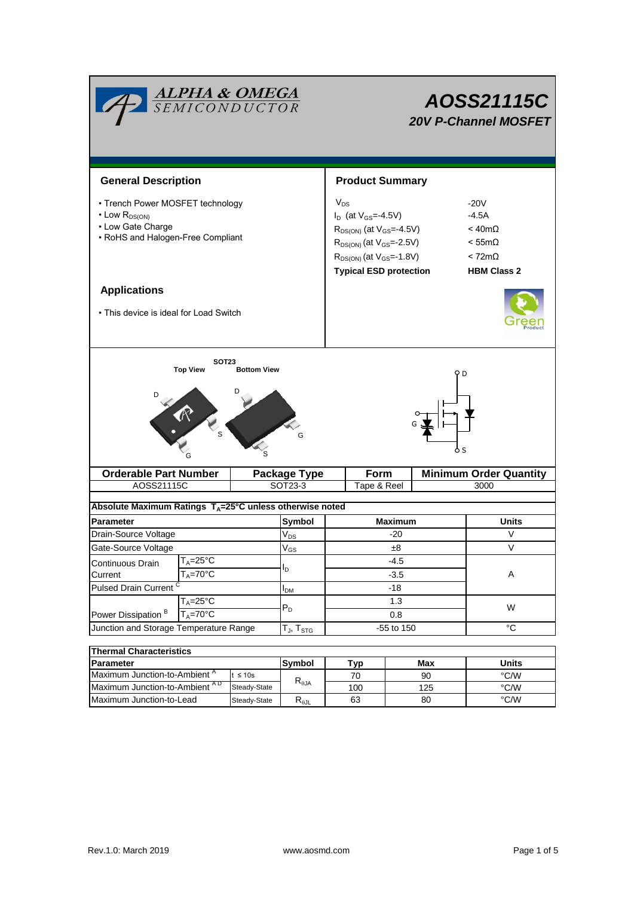# AOSS21115C

## 20V P-Channel MOSFET

## General Description

- Trench Power MOSFET technology
- Low $R_{DS(ON)}$
- Low Gate Charge
- RoHS and Halogen-Free Compliant

## Product Summary

| | |
|---|---|
| $V_{DS}$ | -20V |
| $I_D$ (at $V_{GS}$=-4.5V) | -4.5A |
| $R_{DS(ON)}$ (at $V_{GS}$=-4.5V) | < 40mΩ |
| $R_{DS(ON)}$ (at $V_{GS}$=-2.5V) | < 55mΩ |
| $R_{DS(ON)}$ (at $V_{GS}$=-1.8V) | < 72mΩ |
| **Typical ESD protection** | **HBM Class 2** |

## Applications

- This device is ideal for Load Switch

SOT23
Top View  Bottom View

| Orderable Part Number | Package Type | Form | Minimum Order Quantity |
|---|---|---|---|
| AOSS21115C | SOT23-3 | Tape & Reel | 3000 |

**Absolute Maximum Ratings $T_A$=25°C unless otherwise noted**

| Parameter | | Symbol | Maximum | Units |
|---|---|---|---|---|
| Drain-Source Voltage | | $V_{DS}$ | -20 | V |
| Gate-Source Voltage | | $V_{GS}$ | ±8 | V |
| Continuous Drain Current | $T_A$=25°C | $I_D$ | -4.5 | A |
| | $T_A$=70°C | | -3.5 | |
| Pulsed Drain Current [C] | | $I_{DM}$ | -18 | |
| Power Dissipation [B] | $T_A$=25°C | $P_D$ | 1.3 | W |
| | $T_A$=70°C | | 0.8 | |
| Junction and Storage Temperature Range | | $T_J$, $T_{STG}$ | -55 to 150 | °C |

**Thermal Characteristics**

| Parameter | | Symbol | Typ | Max | Units |
|---|---|---|---|---|---|
| Maximum Junction-to-Ambient [A] | t ≤ 10s | $R_{\theta JA}$ | 70 | 90 | °C/W |
| Maximum Junction-to-Ambient [A D] | Steady-State | | 100 | 125 | °C/W |
| Maximum Junction-to-Lead | Steady-State | $R_{\theta JL}$ | 63 | 80 | °C/W |

Rev.1.0: March 2019 www.aosmd.com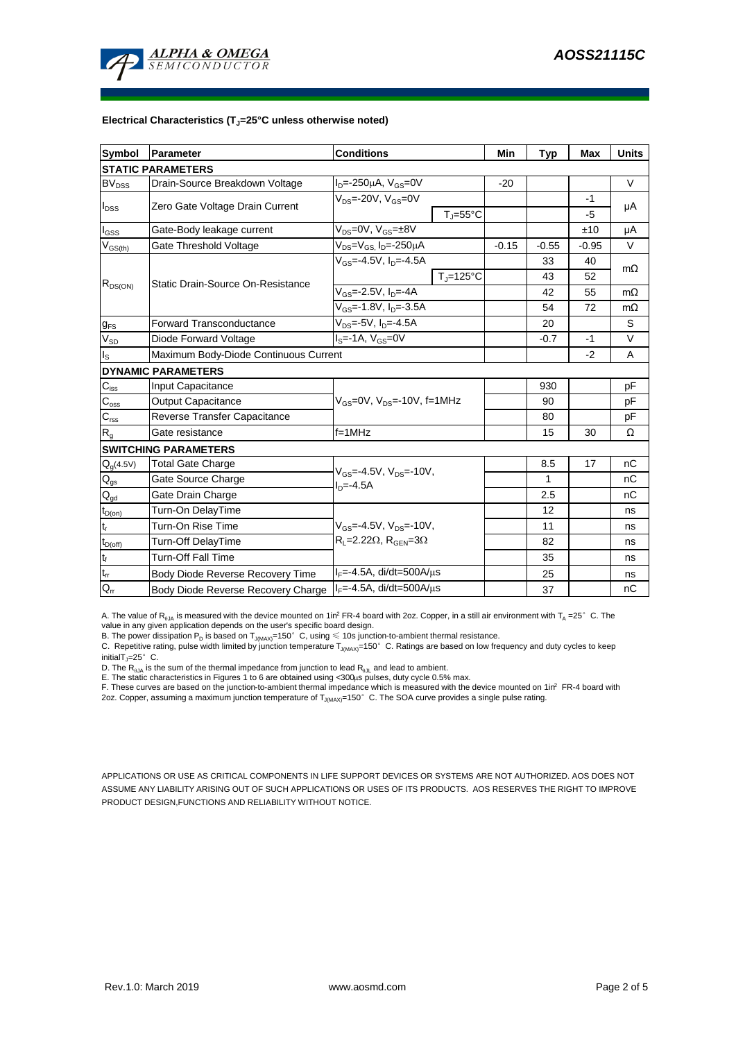### Electrical Characteristics ($T_J$=25°C unless otherwise noted)

| Symbol | Parameter | Conditions | | Min | Typ | Max | Units |
|---|---|---|---|---|---|---|---|
| **STATIC PARAMETERS** | | | | | | | |
| $BV_{DSS}$ | Drain-Source Breakdown Voltage | $I_D$=-250µA, $V_{GS}$=0V | | -20 | | | V |
| $I_{DSS}$ | Zero Gate Voltage Drain Current | $V_{DS}$=-20V, $V_{GS}$=0V | | | | -1 | µA |
| | | | $T_J$=55°C | | | -5 | |
| $I_{GSS}$ | Gate-Body leakage current | $V_{DS}$=0V, $V_{GS}$=±8V | | | | ±10 | µA |
| $V_{GS(th)}$ | Gate Threshold Voltage | $V_{DS}$=$V_{GS}$, $I_D$=-250µA | | -0.15 | -0.55 | -0.95 | V |
| $R_{DS(ON)}$ | Static Drain-Source On-Resistance | $V_{GS}$=-4.5V, $I_D$=-4.5A | | | 33 | 40 | mΩ |
| | | | $T_J$=125°C | | 43 | 52 | |
| | | $V_{GS}$=-2.5V, $I_D$=-4A | | | 42 | 55 | mΩ |
| | | $V_{GS}$=-1.8V, $I_D$=-3.5A | | | 54 | 72 | mΩ |
| $g_{FS}$ | Forward Transconductance | $V_{DS}$=-5V, $I_D$=-4.5A | | | 20 | | S |
| $V_{SD}$ | Diode Forward Voltage | $I_S$=-1A, $V_{GS}$=0V | | | -0.7 | -1 | V |
| $I_S$ | Maximum Body-Diode Continuous Current | | | | | -2 | A |
| **DYNAMIC PARAMETERS** | | | | | | | |
| $C_{iss}$ | Input Capacitance | $V_{GS}$=0V, $V_{DS}$=-10V, f=1MHz | | | 930 | | pF |
| $C_{oss}$ | Output Capacitance | | | | 90 | | pF |
| $C_{rss}$ | Reverse Transfer Capacitance | | | | 80 | | pF |
| $R_g$ | Gate resistance | f=1MHz | | | 15 | 30 | Ω |
| **SWITCHING PARAMETERS** | | | | | | | |
| $Q_g$(4.5V) | Total Gate Charge | $V_{GS}$=-4.5V, $V_{DS}$=-10V, $I_D$=-4.5A | | | 8.5 | 17 | nC |
| $Q_{gs}$ | Gate Source Charge | | | | 1 | | nC |
| $Q_{gd}$ | Gate Drain Charge | | | | 2.5 | | nC |
| $t_{D(on)}$ | Turn-On DelayTime | $V_{GS}$=-4.5V, $V_{DS}$=-10V, $R_L$=2.22Ω, $R_{GEN}$=3Ω | | | 12 | | ns |
| $t_r$ | Turn-On Rise Time | | | | 11 | | ns |
| $t_{D(off)}$ | Turn-Off DelayTime | | | | 82 | | ns |
| $t_f$ | Turn-Off Fall Time | | | | 35 | | ns |
| $t_{rr}$ | Body Diode Reverse Recovery Time | $I_F$=-4.5A, di/dt=500A/µs | | | 25 | | ns |
| $Q_{rr}$ | Body Diode Reverse Recovery Charge | $I_F$=-4.5A, di/dt=500A/µs | | | 37 | | nC |

A. The value of $R_{\theta JA}$ is measured with the device mounted on 1in² FR-4 board with 2oz. Copper, in a still air environment with $T_A$ =25° C. The value in any given application depends on the user's specific board design.
B. The power dissipation $P_D$ is based on $T_{J(MAX)}$=150° C, using ≤ 10s junction-to-ambient thermal resistance.
C. Repetitive rating, pulse width limited by junction temperature $T_{J(MAX)}$=150° C. Ratings are based on low frequency and duty cycles to keep initial$T_J$=25° C.
D. The $R_{\theta JA}$ is the sum of the thermal impedance from junction to lead $R_{\theta JL}$ and lead to ambient.
E. The static characteristics in Figures 1 to 6 are obtained using <300µs pulses, duty cycle 0.5% max.
F. These curves are based on the junction-to-ambient thermal impedance which is measured with the device mounted on 1in² FR-4 board with 2oz. Copper, assuming a maximum junction temperature of $T_{J(MAX)}$=150° C. The SOA curve provides a single pulse rating.

APPLICATIONS OR USE AS CRITICAL COMPONENTS IN LIFE SUPPORT DEVICES OR SYSTEMS ARE NOT AUTHORIZED. AOS DOES NOT ASSUME ANY LIABILITY ARISING OUT OF SUCH APPLICATIONS OR USES OF ITS PRODUCTS. AOS RESERVES THE RIGHT TO IMPROVE PRODUCT DESIGN,FUNCTIONS AND RELIABILITY WITHOUT NOTICE.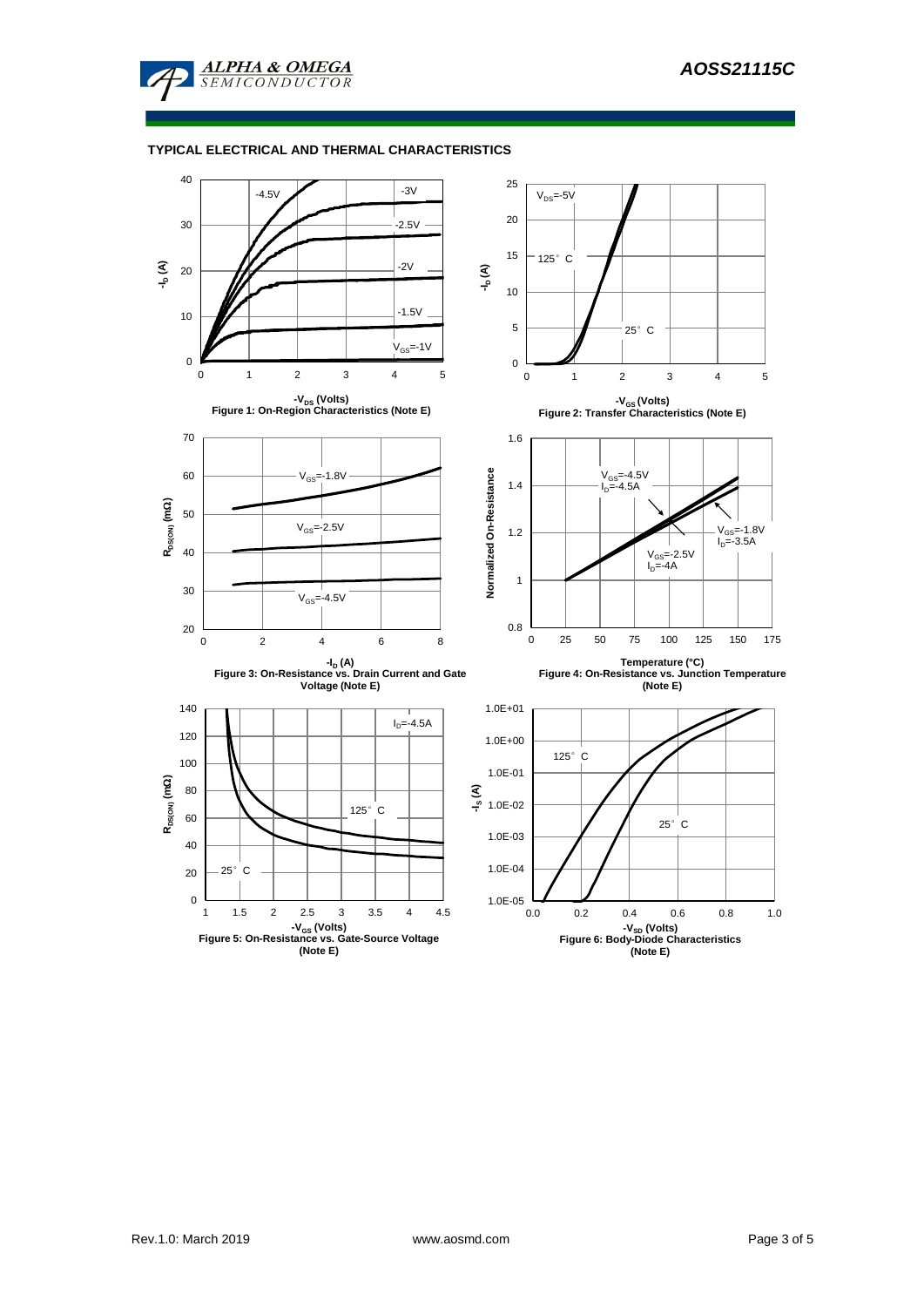## TYPICAL ELECTRICAL AND THERMAL CHARACTERISTICS

Figure 1: On-Region Characteristics (Note E)

Figure 2: Transfer Characteristics (Note E)

Figure 3: On-Resistance vs. Drain Current and Gate Voltage (Note E)

Figure 4: On-Resistance vs. Junction Temperature (Note E)

Figure 5: On-Resistance vs. Gate-Source Voltage (Note E)

Figure 6: Body-Diode Characteristics (Note E)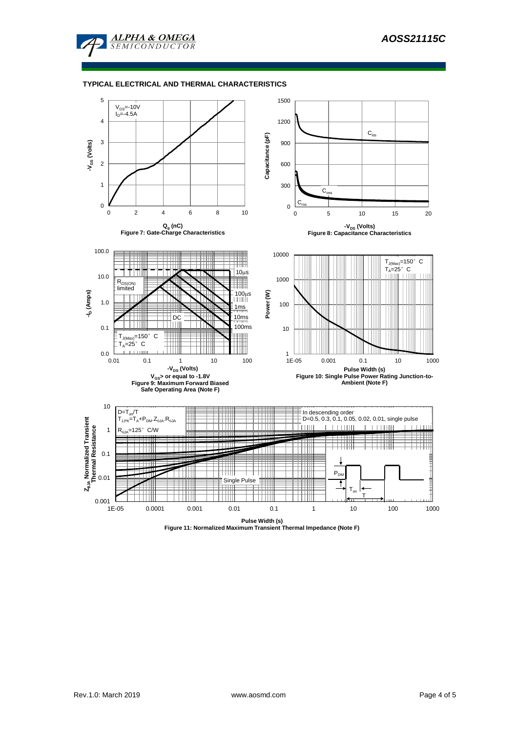## TYPICAL ELECTRICAL AND THERMAL CHARACTERISTICS

$V_{DS}$=-10V
$I_D$=-4.5A

$-V_{GS}$ (Volts)

$Q_g$ (nC)

Figure 7: Gate-Charge Characteristics

Capacitance (pF)

$C_{iss}$

$C_{oss}$

$C_{rss}$

$-V_{DS}$ (Volts)

Figure 8: Capacitance Characteristics

$-I_D$ (Amps)

$R_{DS(ON)}$ limited

10µs

100µs

1ms

10ms

DC

100ms

$T_{J(Max)}$=150° C
$T_A$=25° C

$-V_{DS}$ (Volts)

$V_{GS}$> or equal to -1.8V

Figure 9: Maximum Forward Biased Safe Operating Area (Note F)

Power (W)

$T_{J(Max)}$=150° C
$T_A$=25° C

Pulse Width (s)

Figure 10: Single Pulse Power Rating Junction-to-Ambient (Note F)

$Z_{\theta JA}$ Normalized Transient Thermal Resistance

$D=T_{on}/T$

$T_{J,PK}=T_A+P_{DM}.Z_{\theta JA}.R_{\theta JA}$

$R_{\theta JA}$=125° C/W

In descending order
D=0.5, 0.3, 0.1, 0.05, 0.02, 0.01, single pulse

Single Pulse

$P_{DM}$

$T_{on}$

T

Pulse Width (s)

Figure 11: Normalized Maximum Transient Thermal Impedance (Note F)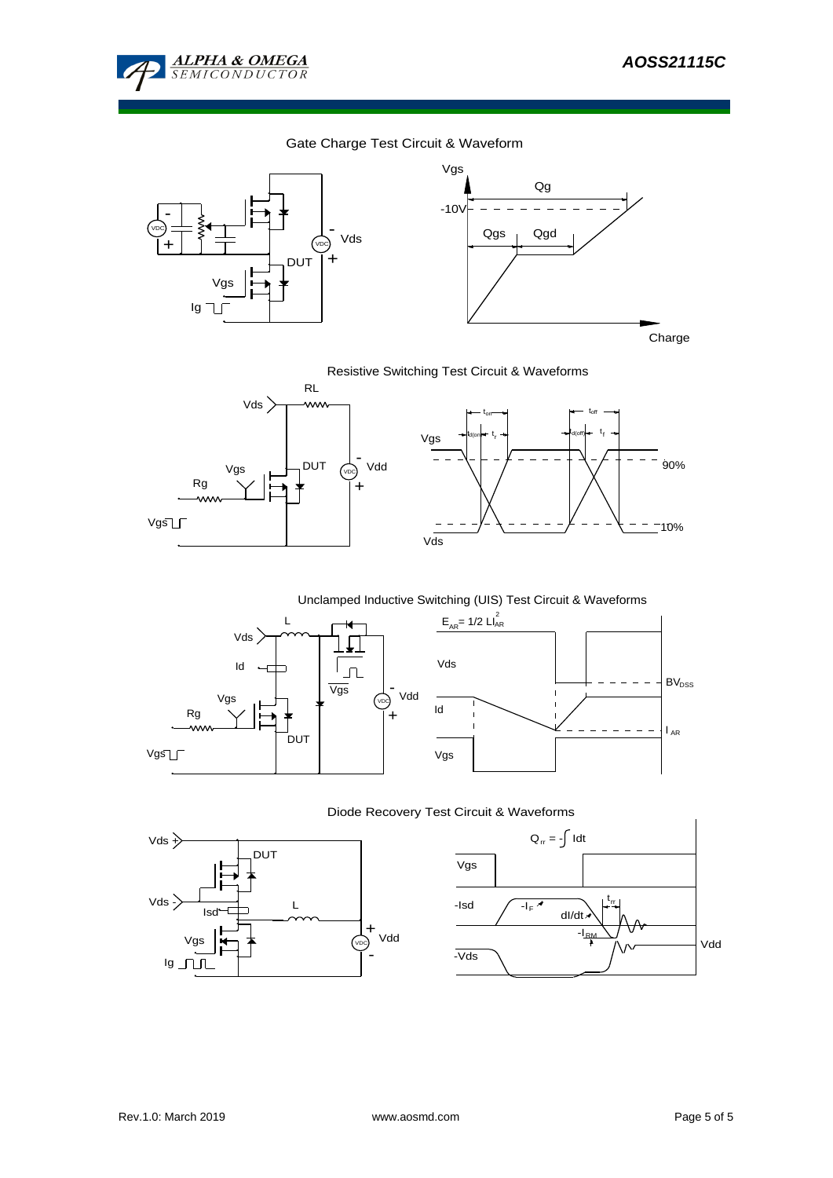## Gate Charge Test Circuit & Waveform

VDC
-
+
VDC
-
Vds
+
DUT
Vgs
Ig

Vgs
Qg
-10V
Qgs
Qgd
Charge

## Resistive Switching Test Circuit & Waveforms

RL
Vds
DUT
Vgs
Rg
VDC
-
Vdd
+
Vgs

$t_{on}$
$t_{d(on)}$
$t_r$
$t_{off}$
$t_{d(off)}$
$t_f$
Vgs
90%
10%
Vds

## Unclamped Inductive Switching (UIS) Test Circuit & Waveforms

L
Vds
Id
Vgs
Vgs
Rg
DUT
Vgs
VDC
-
Vdd
+

$E_{AR} = 1/2\ LI_{AR}^2$
Vds
$BV_{DSS}$
Id
$I_{AR}$
Vgs

## Diode Recovery Test Circuit & Waveforms

Vds +
DUT
Vds -
Isd
L
Vgs
Ig
VDC
+
Vdd
-

$Q_{rr} = -\int Idt$
Vgs
-Isd
$-I_F$
dI/dt
$t_{rr}$
$-I_{RM}$
-Vds
Vdd